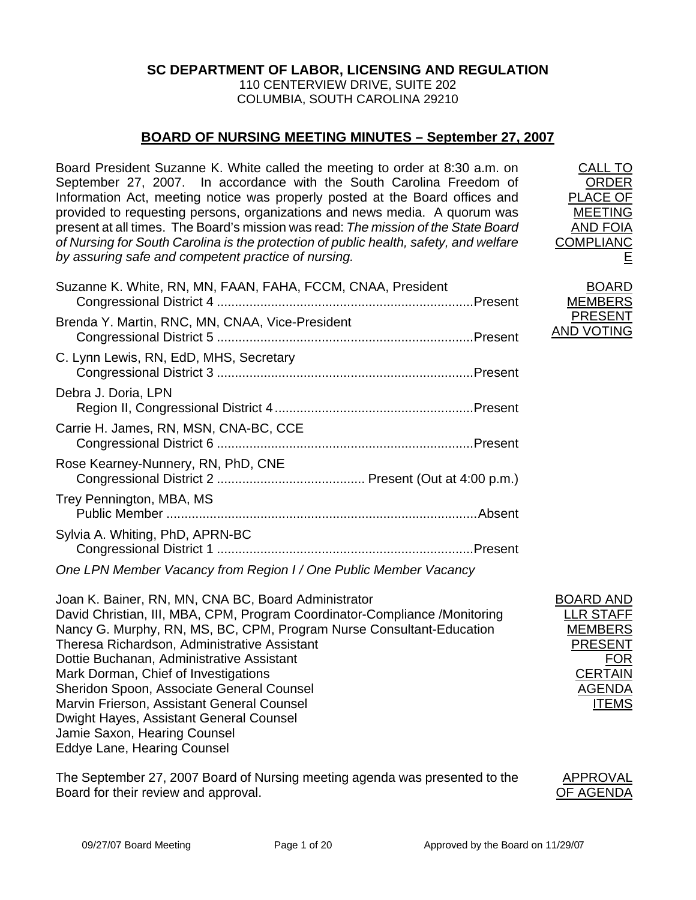**SC DEPARTMENT OF LABOR, LICENSING AND REGULATION**
110 CENTERVIEW DRIVE, SUITE 202
COLUMBIA, SOUTH CAROLINA 29210

## BOARD OF NURSING MEETING MINUTES – September 27, 2007

**CALL TO ORDER PLACE OF MEETING AND FOIA COMPLIANCE**

Board President Suzanne K. White called the meeting to order at 8:30 a.m. on September 27, 2007. In accordance with the South Carolina Freedom of Information Act, meeting notice was properly posted at the Board offices and provided to requesting persons, organizations and news media. A quorum was present at all times. The Board's mission was read: *The mission of the State Board of Nursing for South Carolina is the protection of public health, safety, and welfare by assuring safe and competent practice of nursing.*

**BOARD MEMBERS PRESENT AND VOTING**

Suzanne K. White, RN, MN, FAAN, FAHA, FCCM, CNAA, President
Congressional District 4 .......................................................................Present

Brenda Y. Martin, RNC, MN, CNAA, Vice-President
Congressional District 5 .......................................................................Present

C. Lynn Lewis, RN, EdD, MHS, Secretary
Congressional District 3 .......................................................................Present

Debra J. Doria, LPN
Region II, Congressional District 4.......................................................Present

Carrie H. James, RN, MSN, CNA-BC, CCE
Congressional District 6 .......................................................................Present

Rose Kearney-Nunnery, RN, PhD, CNE
Congressional District 2 ......................................... Present (Out at 4:00 p.m.)

Trey Pennington, MBA, MS
Public Member .....................................................................................Absent

Sylvia A. Whiting, PhD, APRN-BC
Congressional District 1 .......................................................................Present

*One LPN Member Vacancy from Region I / One Public Member Vacancy*

**BOARD AND LLR STAFF MEMBERS PRESENT FOR CERTAIN AGENDA ITEMS**

Joan K. Bainer, RN, MN, CNA BC, Board Administrator
David Christian, III, MBA, CPM, Program Coordinator-Compliance /Monitoring
Nancy G. Murphy, RN, MS, BC, CPM, Program Nurse Consultant-Education
Theresa Richardson, Administrative Assistant
Dottie Buchanan, Administrative Assistant
Mark Dorman, Chief of Investigations
Sheridon Spoon, Associate General Counsel
Marvin Frierson, Assistant General Counsel
Dwight Hayes, Assistant General Counsel
Jamie Saxon, Hearing Counsel
Eddye Lane, Hearing Counsel

**APPROVAL OF AGENDA**

The September 27, 2007 Board of Nursing meeting agenda was presented to the Board for their review and approval.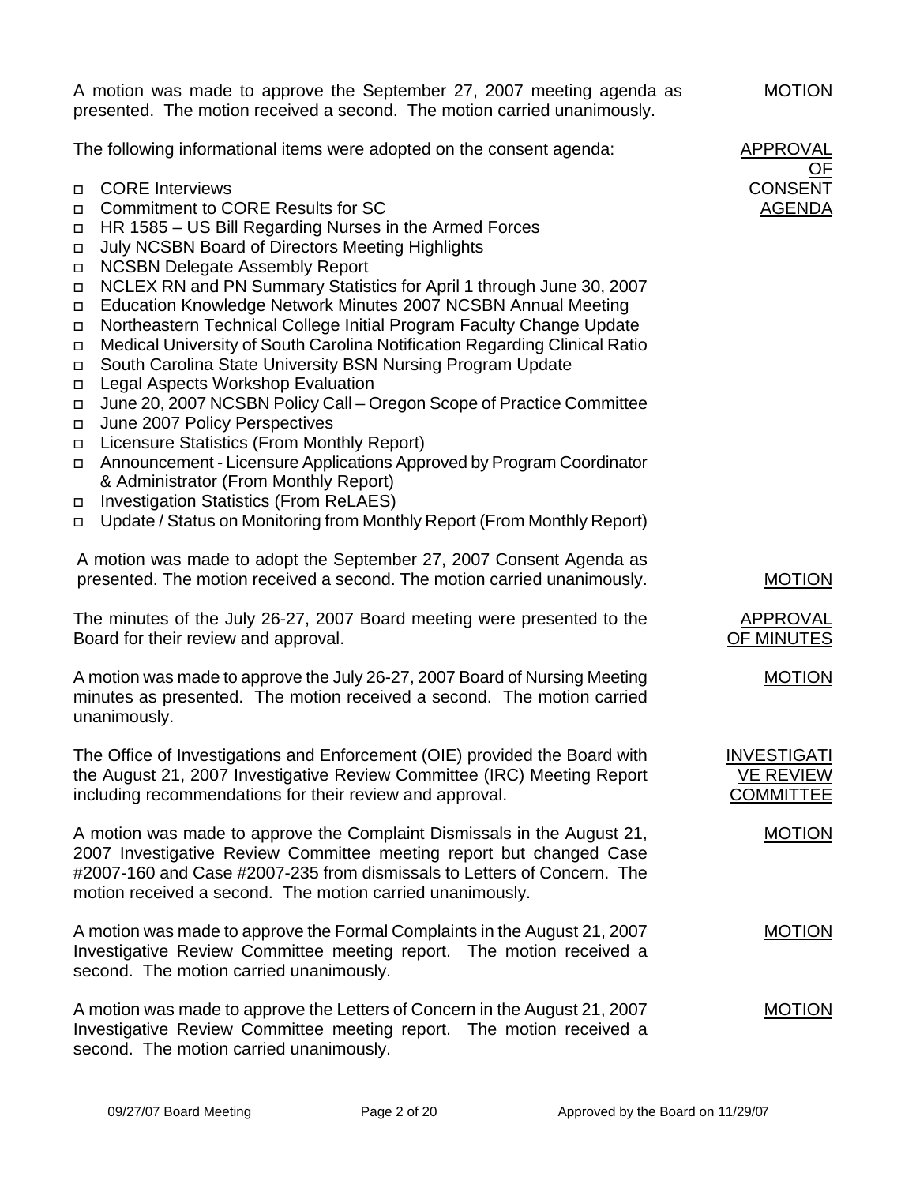A motion was made to approve the September 27, 2007 meeting agenda as presented. The motion received a second. The motion carried unanimously. **MOTION**

**APPROVAL OF CONSENT AGENDA**

The following informational items were adopted on the consent agenda:

- CORE Interviews
- Commitment to CORE Results for SC
- HR 1585 – US Bill Regarding Nurses in the Armed Forces
- July NCSBN Board of Directors Meeting Highlights
- NCSBN Delegate Assembly Report
- NCLEX RN and PN Summary Statistics for April 1 through June 30, 2007
- Education Knowledge Network Minutes 2007 NCSBN Annual Meeting
- Northeastern Technical College Initial Program Faculty Change Update
- Medical University of South Carolina Notification Regarding Clinical Ratio
- South Carolina State University BSN Nursing Program Update
- Legal Aspects Workshop Evaluation
- June 20, 2007 NCSBN Policy Call – Oregon Scope of Practice Committee
- June 2007 Policy Perspectives
- Licensure Statistics (From Monthly Report)
- Announcement - Licensure Applications Approved by Program Coordinator & Administrator (From Monthly Report)
- Investigation Statistics (From ReLAES)
- Update / Status on Monitoring from Monthly Report (From Monthly Report)

A motion was made to adopt the September 27, 2007 Consent Agenda as presented. The motion received a second. The motion carried unanimously. **MOTION**

**APPROVAL OF MINUTES**

The minutes of the July 26-27, 2007 Board meeting were presented to the Board for their review and approval.

A motion was made to approve the July 26-27, 2007 Board of Nursing Meeting minutes as presented. The motion received a second. The motion carried unanimously. **MOTION**

**INVESTIGATIVE REVIEW COMMITTEE**

The Office of Investigations and Enforcement (OIE) provided the Board with the August 21, 2007 Investigative Review Committee (IRC) Meeting Report including recommendations for their review and approval.

A motion was made to approve the Complaint Dismissals in the August 21, 2007 Investigative Review Committee meeting report but changed Case #2007-160 and Case #2007-235 from dismissals to Letters of Concern. The motion received a second. The motion carried unanimously. **MOTION**

A motion was made to approve the Formal Complaints in the August 21, 2007 Investigative Review Committee meeting report. The motion received a second. The motion carried unanimously. **MOTION**

A motion was made to approve the Letters of Concern in the August 21, 2007 Investigative Review Committee meeting report. The motion received a second. The motion carried unanimously. **MOTION**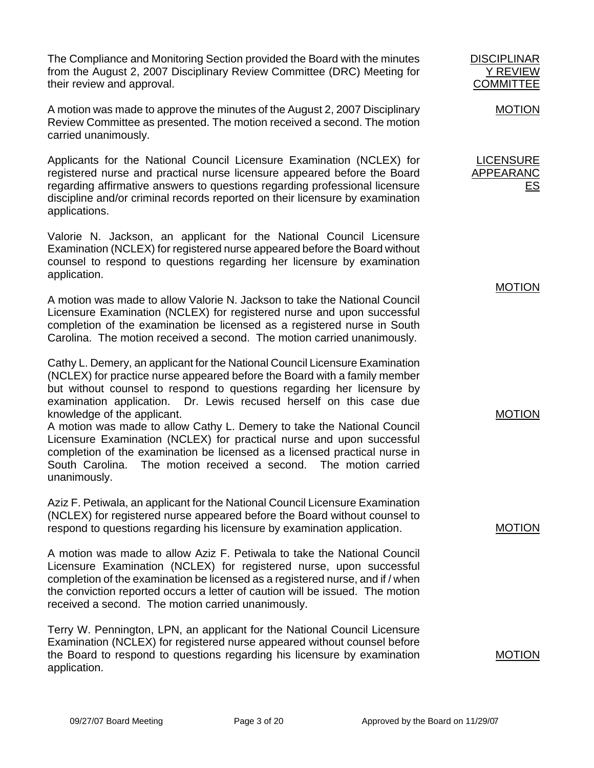The Compliance and Monitoring Section provided the Board with the minutes from the August 2, 2007 Disciplinary Review Committee (DRC) Meeting for their review and approval.

**DISCIPLINARY REVIEW COMMITTEE**

A motion was made to approve the minutes of the August 2, 2007 Disciplinary Review Committee as presented. The motion received a second. The motion carried unanimously.

**MOTION**

Applicants for the National Council Licensure Examination (NCLEX) for registered nurse and practical nurse licensure appeared before the Board regarding affirmative answers to questions regarding professional licensure discipline and/or criminal records reported on their licensure by examination applications.

**LICENSURE APPEARANCES**

Valorie N. Jackson, an applicant for the National Council Licensure Examination (NCLEX) for registered nurse appeared before the Board without counsel to respond to questions regarding her licensure by examination application.

**MOTION**

A motion was made to allow Valorie N. Jackson to take the National Council Licensure Examination (NCLEX) for registered nurse and upon successful completion of the examination be licensed as a registered nurse in South Carolina. The motion received a second. The motion carried unanimously.

Cathy L. Demery, an applicant for the National Council Licensure Examination (NCLEX) for practice nurse appeared before the Board with a family member but without counsel to respond to questions regarding her licensure by examination application. Dr. Lewis recused herself on this case due knowledge of the applicant.

**MOTION**

A motion was made to allow Cathy L. Demery to take the National Council Licensure Examination (NCLEX) for practical nurse and upon successful completion of the examination be licensed as a licensed practical nurse in South Carolina. The motion received a second. The motion carried unanimously.

Aziz F. Petiwala, an applicant for the National Council Licensure Examination (NCLEX) for registered nurse appeared before the Board without counsel to respond to questions regarding his licensure by examination application.

**MOTION**

A motion was made to allow Aziz F. Petiwala to take the National Council Licensure Examination (NCLEX) for registered nurse, upon successful completion of the examination be licensed as a registered nurse, and if / when the conviction reported occurs a letter of caution will be issued. The motion received a second. The motion carried unanimously.

Terry W. Pennington, LPN, an applicant for the National Council Licensure Examination (NCLEX) for registered nurse appeared without counsel before the Board to respond to questions regarding his licensure by examination application.

**MOTION**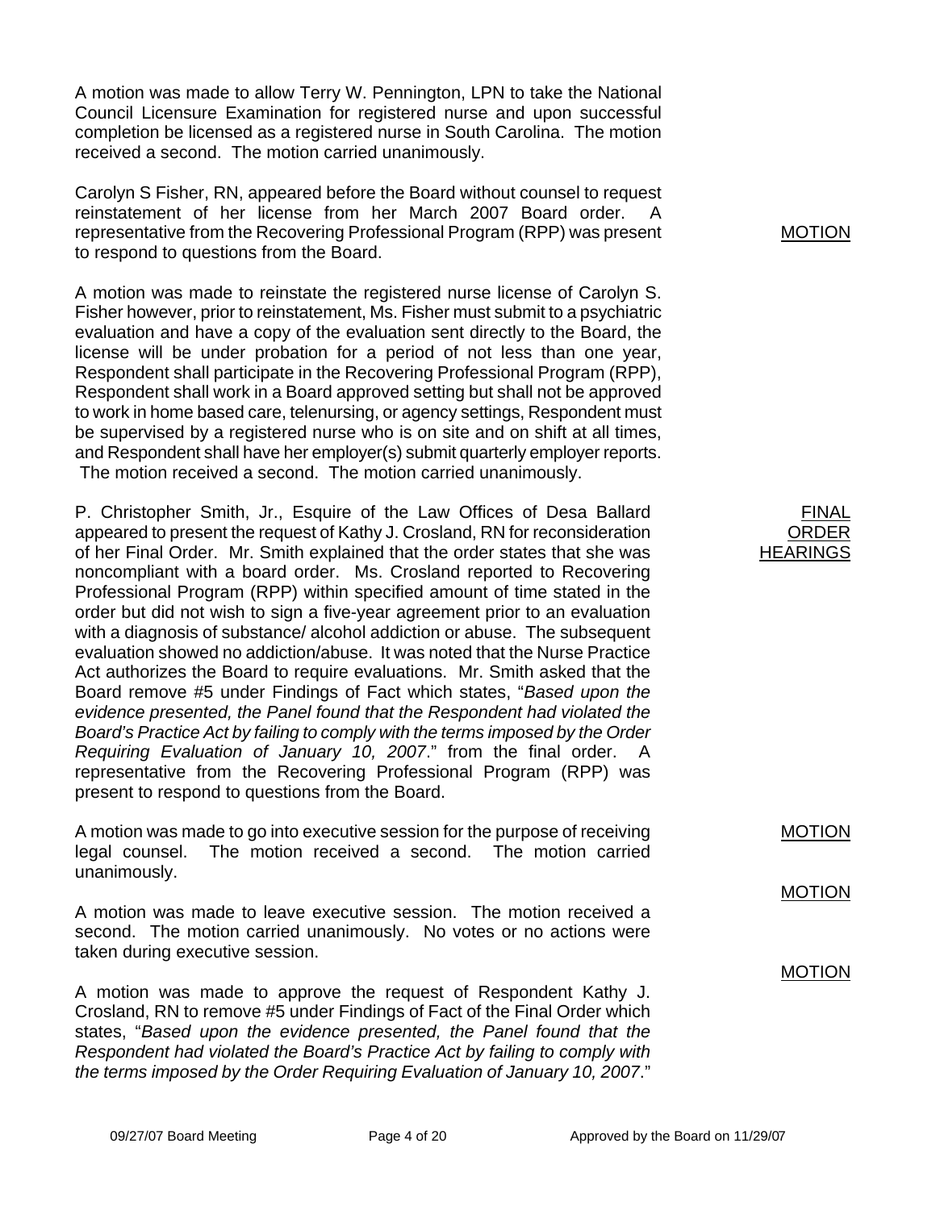A motion was made to allow Terry W. Pennington, LPN to take the National Council Licensure Examination for registered nurse and upon successful completion be licensed as a registered nurse in South Carolina. The motion received a second. The motion carried unanimously.

Carolyn S Fisher, RN, appeared before the Board without counsel to request reinstatement of her license from her March 2007 Board order. A representative from the Recovering Professional Program (RPP) was present to respond to questions from the Board.

MOTION

A motion was made to reinstate the registered nurse license of Carolyn S. Fisher however, prior to reinstatement, Ms. Fisher must submit to a psychiatric evaluation and have a copy of the evaluation sent directly to the Board, the license will be under probation for a period of not less than one year, Respondent shall participate in the Recovering Professional Program (RPP), Respondent shall work in a Board approved setting but shall not be approved to work in home based care, telenursing, or agency settings, Respondent must be supervised by a registered nurse who is on site and on shift at all times, and Respondent shall have her employer(s) submit quarterly employer reports. The motion received a second. The motion carried unanimously.

FINAL ORDER HEARINGS

P. Christopher Smith, Jr., Esquire of the Law Offices of Desa Ballard appeared to present the request of Kathy J. Crosland, RN for reconsideration of her Final Order. Mr. Smith explained that the order states that she was noncompliant with a board order. Ms. Crosland reported to Recovering Professional Program (RPP) within specified amount of time stated in the order but did not wish to sign a five-year agreement prior to an evaluation with a diagnosis of substance/ alcohol addiction or abuse. The subsequent evaluation showed no addiction/abuse. It was noted that the Nurse Practice Act authorizes the Board to require evaluations. Mr. Smith asked that the Board remove #5 under Findings of Fact which states, "*Based upon the evidence presented, the Panel found that the Respondent had violated the Board's Practice Act by failing to comply with the terms imposed by the Order Requiring Evaluation of January 10, 2007*." from the final order. A representative from the Recovering Professional Program (RPP) was present to respond to questions from the Board.

MOTION

A motion was made to go into executive session for the purpose of receiving legal counsel. The motion received a second. The motion carried unanimously.

MOTION

A motion was made to leave executive session. The motion received a second. The motion carried unanimously. No votes or no actions were taken during executive session.

MOTION

A motion was made to approve the request of Respondent Kathy J. Crosland, RN to remove #5 under Findings of Fact of the Final Order which states, "*Based upon the evidence presented, the Panel found that the Respondent had violated the Board's Practice Act by failing to comply with the terms imposed by the Order Requiring Evaluation of January 10, 2007*."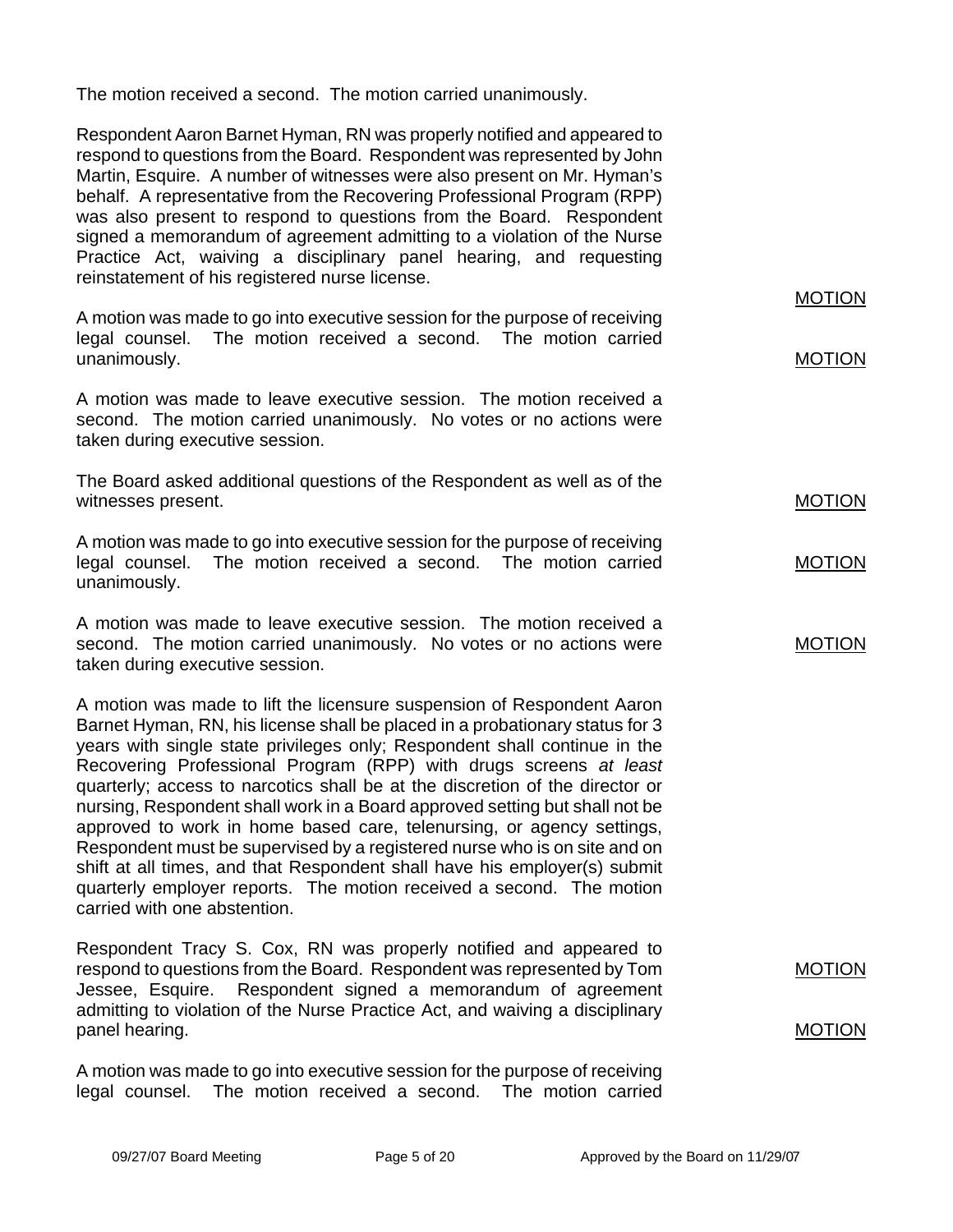The motion received a second. The motion carried unanimously.

Respondent Aaron Barnet Hyman, RN was properly notified and appeared to respond to questions from the Board. Respondent was represented by John Martin, Esquire. A number of witnesses were also present on Mr. Hyman's behalf. A representative from the Recovering Professional Program (RPP) was also present to respond to questions from the Board. Respondent signed a memorandum of agreement admitting to a violation of the Nurse Practice Act, waiving a disciplinary panel hearing, and requesting reinstatement of his registered nurse license.

<u>MOTION</u>

A motion was made to go into executive session for the purpose of receiving legal counsel. The motion received a second. The motion carried unanimously.

<u>MOTION</u>

A motion was made to leave executive session. The motion received a second. The motion carried unanimously. No votes or no actions were taken during executive session.

The Board asked additional questions of the Respondent as well as of the witnesses present.

<u>MOTION</u>

A motion was made to go into executive session for the purpose of receiving legal counsel. The motion received a second. The motion carried unanimously.

<u>MOTION</u>

A motion was made to leave executive session. The motion received a second. The motion carried unanimously. No votes or no actions were taken during executive session.

<u>MOTION</u>

A motion was made to lift the licensure suspension of Respondent Aaron Barnet Hyman, RN, his license shall be placed in a probationary status for 3 years with single state privileges only; Respondent shall continue in the Recovering Professional Program (RPP) with drugs screens *at least* quarterly; access to narcotics shall be at the discretion of the director or nursing, Respondent shall work in a Board approved setting but shall not be approved to work in home based care, telenursing, or agency settings, Respondent must be supervised by a registered nurse who is on site and on shift at all times, and that Respondent shall have his employer(s) submit quarterly employer reports. The motion received a second. The motion carried with one abstention.

Respondent Tracy S. Cox, RN was properly notified and appeared to respond to questions from the Board. Respondent was represented by Tom Jessee, Esquire. Respondent signed a memorandum of agreement admitting to violation of the Nurse Practice Act, and waiving a disciplinary panel hearing.

<u>MOTION</u>

<u>MOTION</u>

A motion was made to go into executive session for the purpose of receiving legal counsel. The motion received a second. The motion carried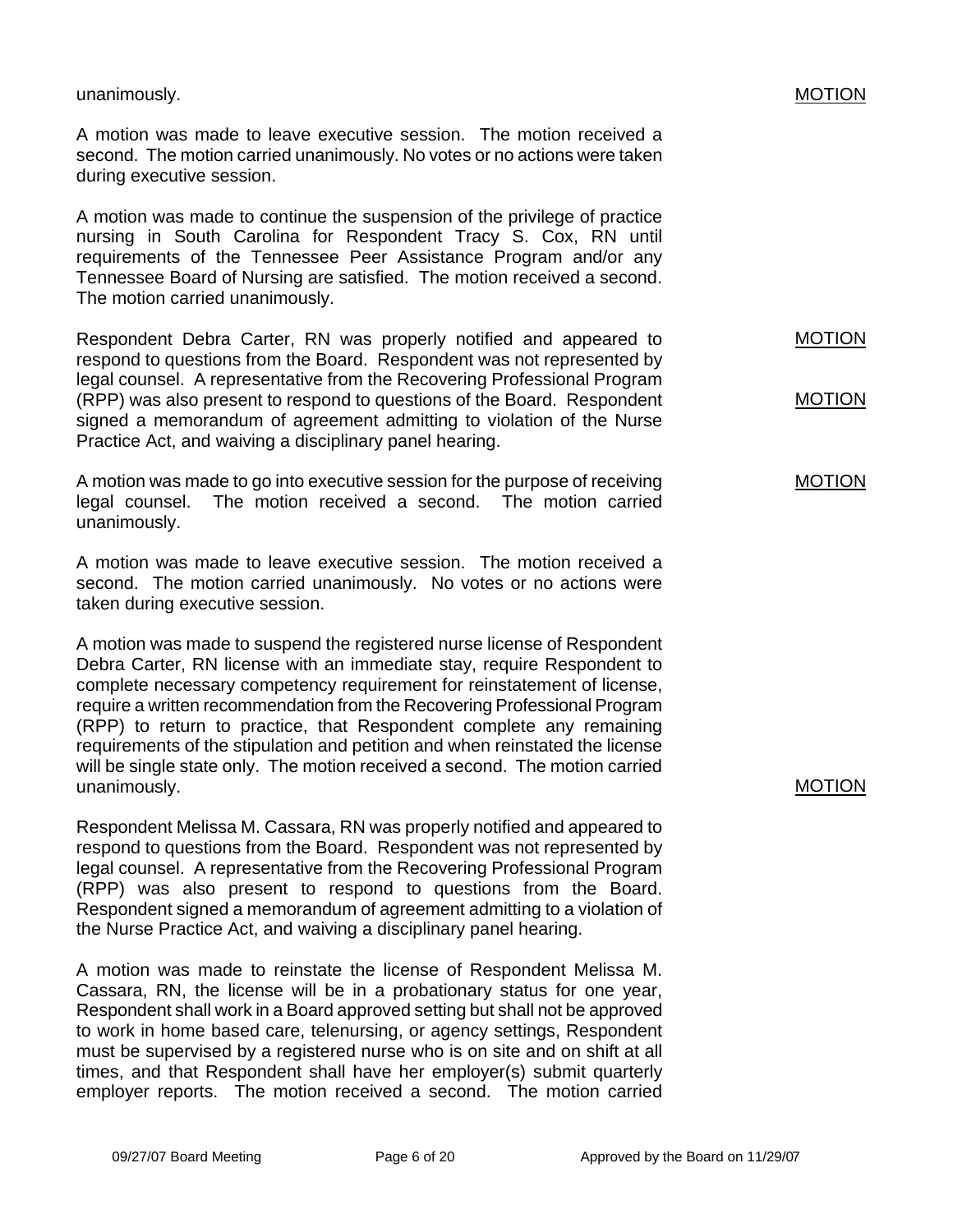unanimously. MOTION

A motion was made to leave executive session. The motion received a second. The motion carried unanimously. No votes or no actions were taken during executive session.

A motion was made to continue the suspension of the privilege of practice nursing in South Carolina for Respondent Tracy S. Cox, RN until requirements of the Tennessee Peer Assistance Program and/or any Tennessee Board of Nursing are satisfied. The motion received a second. The motion carried unanimously.

MOTION

Respondent Debra Carter, RN was properly notified and appeared to respond to questions from the Board. Respondent was not represented by legal counsel. A representative from the Recovering Professional Program (RPP) was also present to respond to questions of the Board. Respondent signed a memorandum of agreement admitting to violation of the Nurse Practice Act, and waiving a disciplinary panel hearing.

MOTION

A motion was made to go into executive session for the purpose of receiving legal counsel. The motion received a second. The motion carried unanimously.

MOTION

A motion was made to leave executive session. The motion received a second. The motion carried unanimously. No votes or no actions were taken during executive session.

A motion was made to suspend the registered nurse license of Respondent Debra Carter, RN license with an immediate stay, require Respondent to complete necessary competency requirement for reinstatement of license, require a written recommendation from the Recovering Professional Program (RPP) to return to practice, that Respondent complete any remaining requirements of the stipulation and petition and when reinstated the license will be single state only. The motion received a second. The motion carried unanimously.

MOTION

Respondent Melissa M. Cassara, RN was properly notified and appeared to respond to questions from the Board. Respondent was not represented by legal counsel. A representative from the Recovering Professional Program (RPP) was also present to respond to questions from the Board. Respondent signed a memorandum of agreement admitting to a violation of the Nurse Practice Act, and waiving a disciplinary panel hearing.

A motion was made to reinstate the license of Respondent Melissa M. Cassara, RN, the license will be in a probationary status for one year, Respondent shall work in a Board approved setting but shall not be approved to work in home based care, telenursing, or agency settings, Respondent must be supervised by a registered nurse who is on site and on shift at all times, and that Respondent shall have her employer(s) submit quarterly employer reports. The motion received a second. The motion carried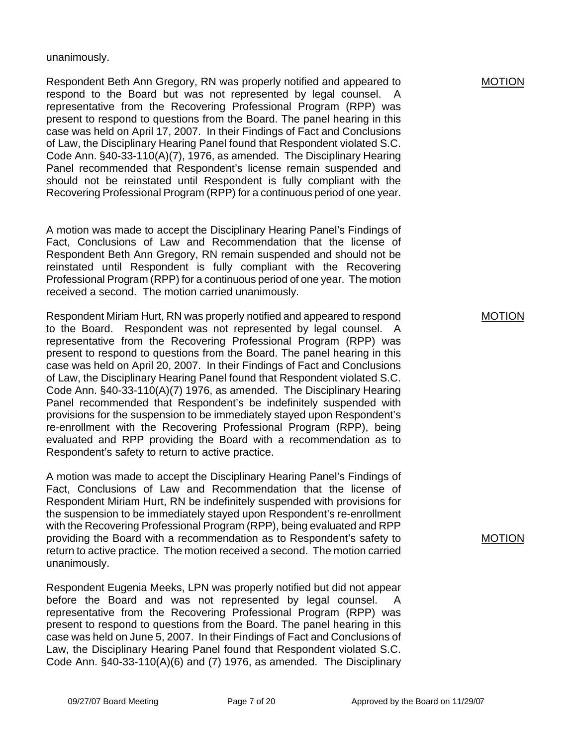unanimously.

Respondent Beth Ann Gregory, RN was properly notified and appeared to respond to the Board but was not represented by legal counsel. A representative from the Recovering Professional Program (RPP) was present to respond to questions from the Board. The panel hearing in this case was held on April 17, 2007. In their Findings of Fact and Conclusions of Law, the Disciplinary Hearing Panel found that Respondent violated S.C. Code Ann. §40-33-110(A)(7), 1976, as amended. The Disciplinary Hearing Panel recommended that Respondent's license remain suspended and should not be reinstated until Respondent is fully compliant with the Recovering Professional Program (RPP) for a continuous period of one year.

MOTION

A motion was made to accept the Disciplinary Hearing Panel's Findings of Fact, Conclusions of Law and Recommendation that the license of Respondent Beth Ann Gregory, RN remain suspended and should not be reinstated until Respondent is fully compliant with the Recovering Professional Program (RPP) for a continuous period of one year. The motion received a second. The motion carried unanimously.

Respondent Miriam Hurt, RN was properly notified and appeared to respond to the Board. Respondent was not represented by legal counsel. A representative from the Recovering Professional Program (RPP) was present to respond to questions from the Board. The panel hearing in this case was held on April 20, 2007. In their Findings of Fact and Conclusions of Law, the Disciplinary Hearing Panel found that Respondent violated S.C. Code Ann. §40-33-110(A)(7) 1976, as amended. The Disciplinary Hearing Panel recommended that Respondent's be indefinitely suspended with provisions for the suspension to be immediately stayed upon Respondent's re-enrollment with the Recovering Professional Program (RPP), being evaluated and RPP providing the Board with a recommendation as to Respondent's safety to return to active practice.

MOTION

A motion was made to accept the Disciplinary Hearing Panel's Findings of Fact, Conclusions of Law and Recommendation that the license of Respondent Miriam Hurt, RN be indefinitely suspended with provisions for the suspension to be immediately stayed upon Respondent's re-enrollment with the Recovering Professional Program (RPP), being evaluated and RPP providing the Board with a recommendation as to Respondent's safety to return to active practice. The motion received a second. The motion carried unanimously.

MOTION

Respondent Eugenia Meeks, LPN was properly notified but did not appear before the Board and was not represented by legal counsel. A representative from the Recovering Professional Program (RPP) was present to respond to questions from the Board. The panel hearing in this case was held on June 5, 2007. In their Findings of Fact and Conclusions of Law, the Disciplinary Hearing Panel found that Respondent violated S.C. Code Ann. §40-33-110(A)(6) and (7) 1976, as amended. The Disciplinary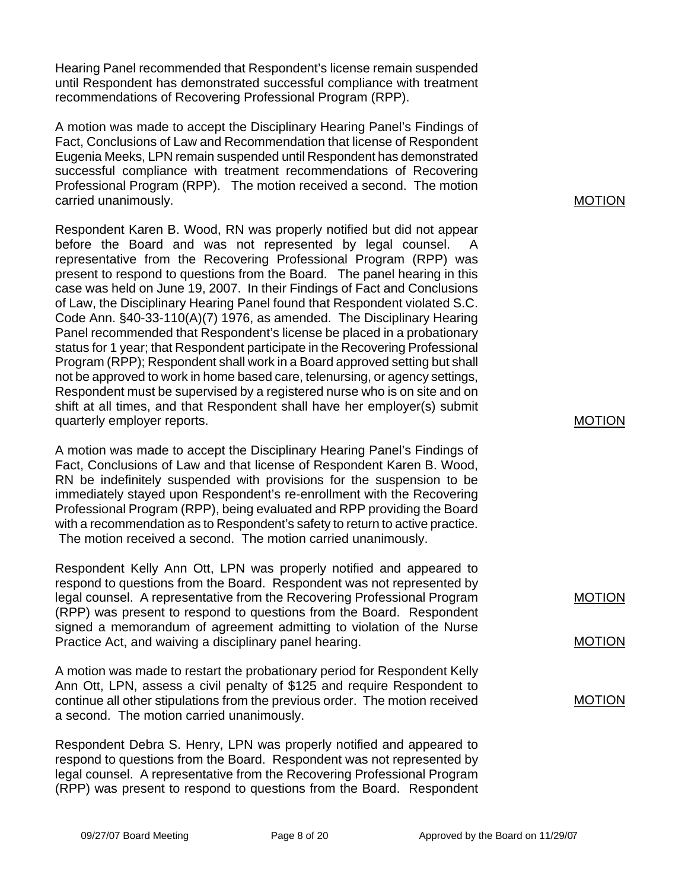Hearing Panel recommended that Respondent's license remain suspended until Respondent has demonstrated successful compliance with treatment recommendations of Recovering Professional Program (RPP).

A motion was made to accept the Disciplinary Hearing Panel's Findings of Fact, Conclusions of Law and Recommendation that license of Respondent Eugenia Meeks, LPN remain suspended until Respondent has demonstrated successful compliance with treatment recommendations of Recovering Professional Program (RPP). The motion received a second. The motion carried unanimously.

MOTION

Respondent Karen B. Wood, RN was properly notified but did not appear before the Board and was not represented by legal counsel. A representative from the Recovering Professional Program (RPP) was present to respond to questions from the Board. The panel hearing in this case was held on June 19, 2007. In their Findings of Fact and Conclusions of Law, the Disciplinary Hearing Panel found that Respondent violated S.C. Code Ann. §40-33-110(A)(7) 1976, as amended. The Disciplinary Hearing Panel recommended that Respondent's license be placed in a probationary status for 1 year; that Respondent participate in the Recovering Professional Program (RPP); Respondent shall work in a Board approved setting but shall not be approved to work in home based care, telenursing, or agency settings, Respondent must be supervised by a registered nurse who is on site and on shift at all times, and that Respondent shall have her employer(s) submit quarterly employer reports.

MOTION

A motion was made to accept the Disciplinary Hearing Panel's Findings of Fact, Conclusions of Law and that license of Respondent Karen B. Wood, RN be indefinitely suspended with provisions for the suspension to be immediately stayed upon Respondent's re-enrollment with the Recovering Professional Program (RPP), being evaluated and RPP providing the Board with a recommendation as to Respondent's safety to return to active practice. The motion received a second. The motion carried unanimously.

Respondent Kelly Ann Ott, LPN was properly notified and appeared to respond to questions from the Board. Respondent was not represented by legal counsel. A representative from the Recovering Professional Program (RPP) was present to respond to questions from the Board. Respondent signed a memorandum of agreement admitting to violation of the Nurse Practice Act, and waiving a disciplinary panel hearing.

MOTION

MOTION

A motion was made to restart the probationary period for Respondent Kelly Ann Ott, LPN, assess a civil penalty of $125 and require Respondent to continue all other stipulations from the previous order. The motion received a second. The motion carried unanimously.

MOTION

Respondent Debra S. Henry, LPN was properly notified and appeared to respond to questions from the Board. Respondent was not represented by legal counsel. A representative from the Recovering Professional Program (RPP) was present to respond to questions from the Board. Respondent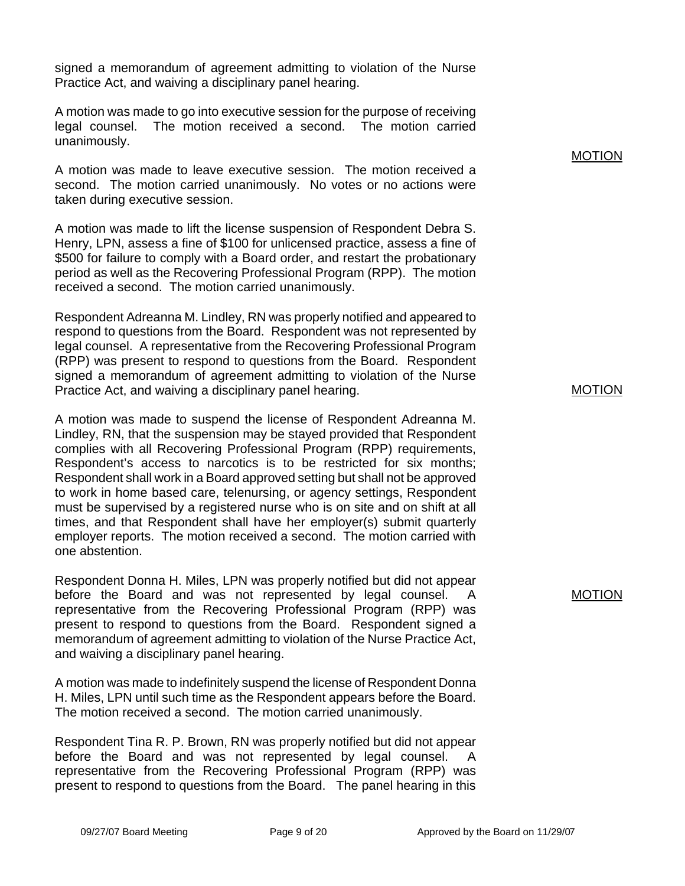signed a memorandum of agreement admitting to violation of the Nurse Practice Act, and waiving a disciplinary panel hearing.

A motion was made to go into executive session for the purpose of receiving legal counsel. The motion received a second. The motion carried unanimously.

MOTION

A motion was made to leave executive session. The motion received a second. The motion carried unanimously. No votes or no actions were taken during executive session.

A motion was made to lift the license suspension of Respondent Debra S. Henry, LPN, assess a fine of $100 for unlicensed practice, assess a fine of $500 for failure to comply with a Board order, and restart the probationary period as well as the Recovering Professional Program (RPP). The motion received a second. The motion carried unanimously.

Respondent Adreanna M. Lindley, RN was properly notified and appeared to respond to questions from the Board. Respondent was not represented by legal counsel. A representative from the Recovering Professional Program (RPP) was present to respond to questions from the Board. Respondent signed a memorandum of agreement admitting to violation of the Nurse Practice Act, and waiving a disciplinary panel hearing.

MOTION

A motion was made to suspend the license of Respondent Adreanna M. Lindley, RN, that the suspension may be stayed provided that Respondent complies with all Recovering Professional Program (RPP) requirements, Respondent's access to narcotics is to be restricted for six months; Respondent shall work in a Board approved setting but shall not be approved to work in home based care, telenursing, or agency settings, Respondent must be supervised by a registered nurse who is on site and on shift at all times, and that Respondent shall have her employer(s) submit quarterly employer reports. The motion received a second. The motion carried with one abstention.

Respondent Donna H. Miles, LPN was properly notified but did not appear before the Board and was not represented by legal counsel. A representative from the Recovering Professional Program (RPP) was present to respond to questions from the Board. Respondent signed a memorandum of agreement admitting to violation of the Nurse Practice Act, and waiving a disciplinary panel hearing.

MOTION

A motion was made to indefinitely suspend the license of Respondent Donna H. Miles, LPN until such time as the Respondent appears before the Board. The motion received a second. The motion carried unanimously.

Respondent Tina R. P. Brown, RN was properly notified but did not appear before the Board and was not represented by legal counsel. A representative from the Recovering Professional Program (RPP) was present to respond to questions from the Board. The panel hearing in this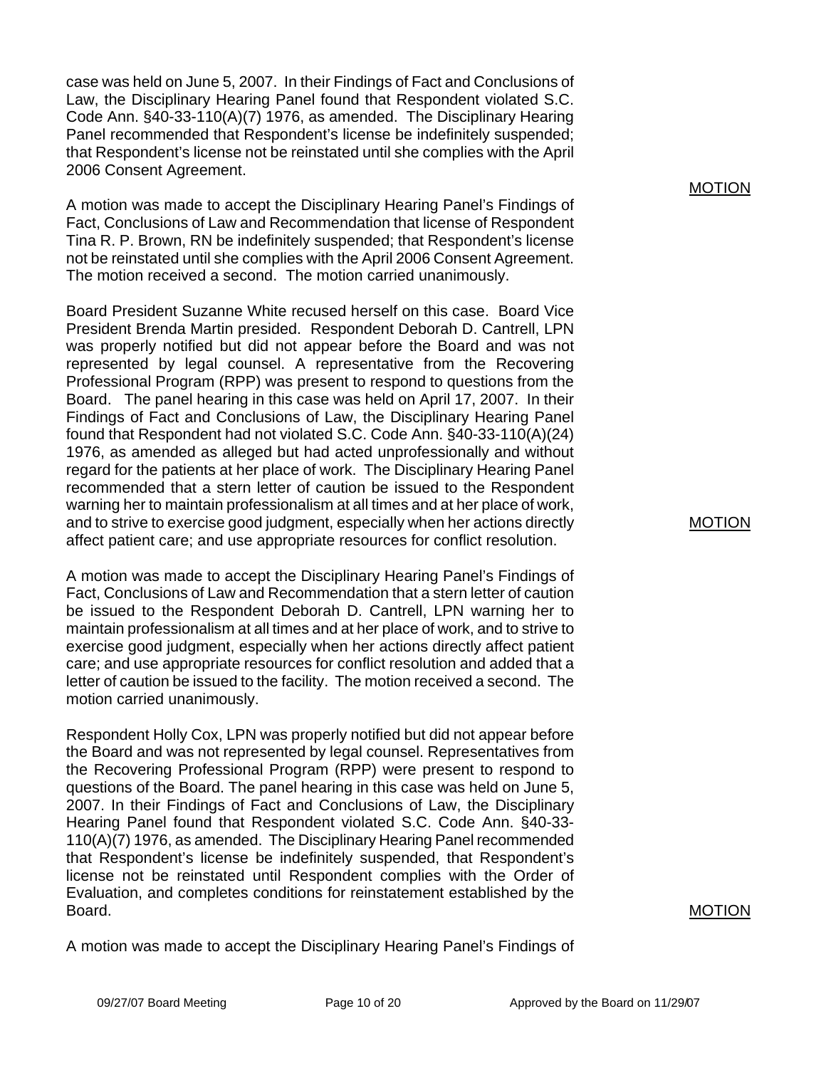case was held on June 5, 2007. In their Findings of Fact and Conclusions of Law, the Disciplinary Hearing Panel found that Respondent violated S.C. Code Ann. §40-33-110(A)(7) 1976, as amended. The Disciplinary Hearing Panel recommended that Respondent's license be indefinitely suspended; that Respondent's license not be reinstated until she complies with the April 2006 Consent Agreement.

MOTION

A motion was made to accept the Disciplinary Hearing Panel's Findings of Fact, Conclusions of Law and Recommendation that license of Respondent Tina R. P. Brown, RN be indefinitely suspended; that Respondent's license not be reinstated until she complies with the April 2006 Consent Agreement. The motion received a second. The motion carried unanimously.

Board President Suzanne White recused herself on this case. Board Vice President Brenda Martin presided. Respondent Deborah D. Cantrell, LPN was properly notified but did not appear before the Board and was not represented by legal counsel. A representative from the Recovering Professional Program (RPP) was present to respond to questions from the Board. The panel hearing in this case was held on April 17, 2007. In their Findings of Fact and Conclusions of Law, the Disciplinary Hearing Panel found that Respondent had not violated S.C. Code Ann. §40-33-110(A)(24) 1976, as amended as alleged but had acted unprofessionally and without regard for the patients at her place of work. The Disciplinary Hearing Panel recommended that a stern letter of caution be issued to the Respondent warning her to maintain professionalism at all times and at her place of work, and to strive to exercise good judgment, especially when her actions directly affect patient care; and use appropriate resources for conflict resolution.

MOTION

A motion was made to accept the Disciplinary Hearing Panel's Findings of Fact, Conclusions of Law and Recommendation that a stern letter of caution be issued to the Respondent Deborah D. Cantrell, LPN warning her to maintain professionalism at all times and at her place of work, and to strive to exercise good judgment, especially when her actions directly affect patient care; and use appropriate resources for conflict resolution and added that a letter of caution be issued to the facility. The motion received a second. The motion carried unanimously.

Respondent Holly Cox, LPN was properly notified but did not appear before the Board and was not represented by legal counsel. Representatives from the Recovering Professional Program (RPP) were present to respond to questions of the Board. The panel hearing in this case was held on June 5, 2007. In their Findings of Fact and Conclusions of Law, the Disciplinary Hearing Panel found that Respondent violated S.C. Code Ann. §40-33-110(A)(7) 1976, as amended. The Disciplinary Hearing Panel recommended that Respondent's license be indefinitely suspended, that Respondent's license not be reinstated until Respondent complies with the Order of Evaluation, and completes conditions for reinstatement established by the Board.

MOTION

A motion was made to accept the Disciplinary Hearing Panel's Findings of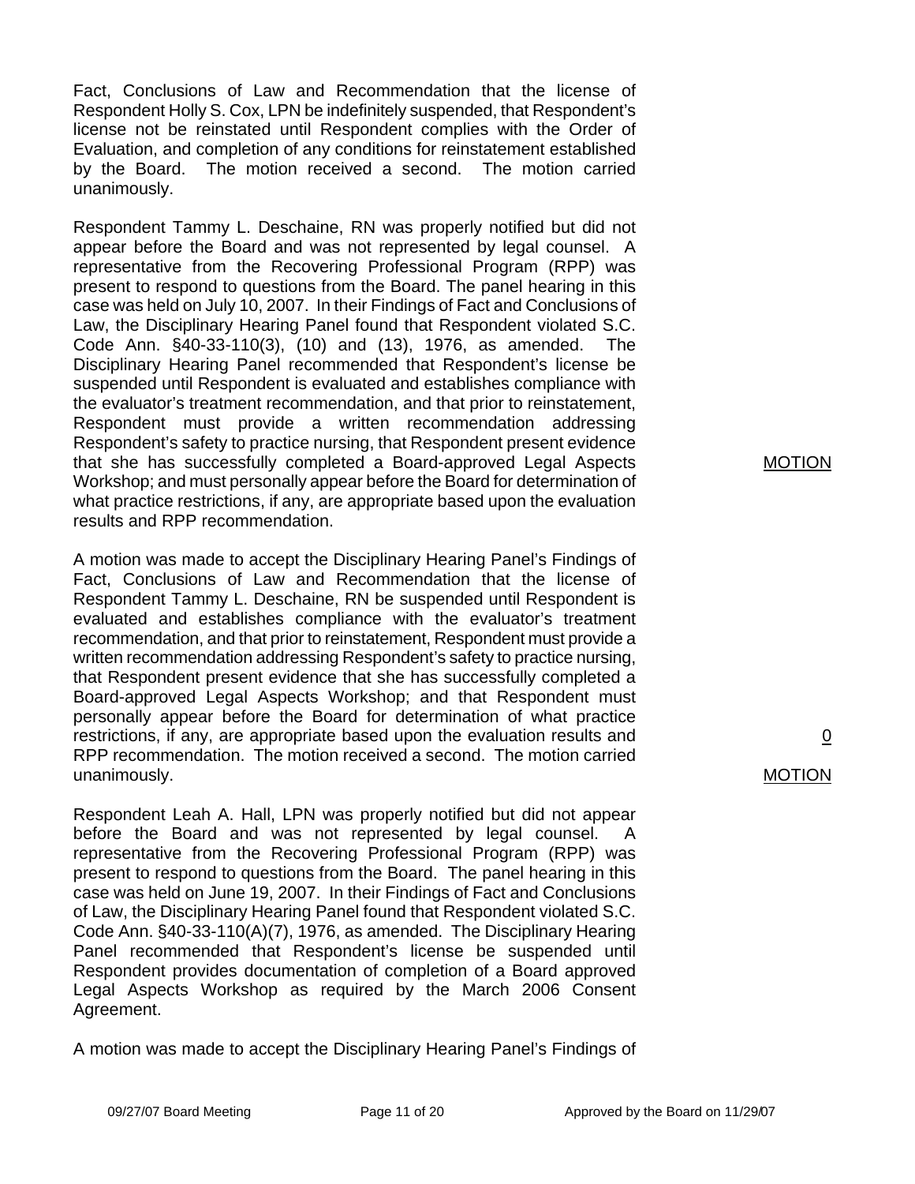Fact, Conclusions of Law and Recommendation that the license of Respondent Holly S. Cox, LPN be indefinitely suspended, that Respondent's license not be reinstated until Respondent complies with the Order of Evaluation, and completion of any conditions for reinstatement established by the Board. The motion received a second. The motion carried unanimously.

Respondent Tammy L. Deschaine, RN was properly notified but did not appear before the Board and was not represented by legal counsel. A representative from the Recovering Professional Program (RPP) was present to respond to questions from the Board. The panel hearing in this case was held on July 10, 2007. In their Findings of Fact and Conclusions of Law, the Disciplinary Hearing Panel found that Respondent violated S.C. Code Ann. §40-33-110(3), (10) and (13), 1976, as amended. The Disciplinary Hearing Panel recommended that Respondent's license be suspended until Respondent is evaluated and establishes compliance with the evaluator's treatment recommendation, and that prior to reinstatement, Respondent must provide a written recommendation addressing Respondent's safety to practice nursing, that Respondent present evidence that she has successfully completed a Board-approved Legal Aspects Workshop; and must personally appear before the Board for determination of what practice restrictions, if any, are appropriate based upon the evaluation results and RPP recommendation.

MOTION

A motion was made to accept the Disciplinary Hearing Panel's Findings of Fact, Conclusions of Law and Recommendation that the license of Respondent Tammy L. Deschaine, RN be suspended until Respondent is evaluated and establishes compliance with the evaluator's treatment recommendation, and that prior to reinstatement, Respondent must provide a written recommendation addressing Respondent's safety to practice nursing, that Respondent present evidence that she has successfully completed a Board-approved Legal Aspects Workshop; and that Respondent must personally appear before the Board for determination of what practice restrictions, if any, are appropriate based upon the evaluation results and RPP recommendation. The motion received a second. The motion carried unanimously.

0

MOTION

Respondent Leah A. Hall, LPN was properly notified but did not appear before the Board and was not represented by legal counsel. A representative from the Recovering Professional Program (RPP) was present to respond to questions from the Board. The panel hearing in this case was held on June 19, 2007. In their Findings of Fact and Conclusions of Law, the Disciplinary Hearing Panel found that Respondent violated S.C. Code Ann. §40-33-110(A)(7), 1976, as amended. The Disciplinary Hearing Panel recommended that Respondent's license be suspended until Respondent provides documentation of completion of a Board approved Legal Aspects Workshop as required by the March 2006 Consent Agreement.

A motion was made to accept the Disciplinary Hearing Panel's Findings of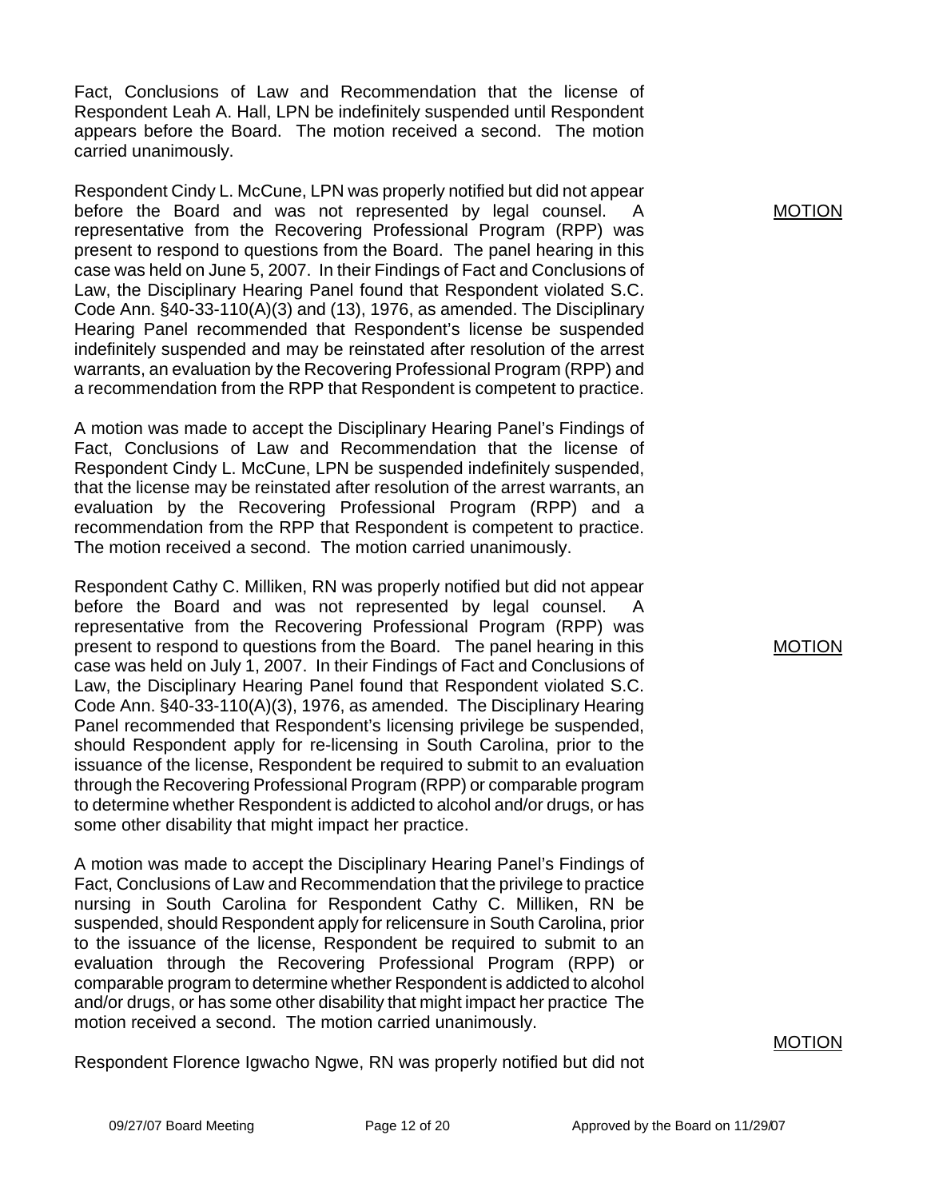Fact, Conclusions of Law and Recommendation that the license of Respondent Leah A. Hall, LPN be indefinitely suspended until Respondent appears before the Board. The motion received a second. The motion carried unanimously.

Respondent Cindy L. McCune, LPN was properly notified but did not appear before the Board and was not represented by legal counsel. A representative from the Recovering Professional Program (RPP) was present to respond to questions from the Board. The panel hearing in this case was held on June 5, 2007. In their Findings of Fact and Conclusions of Law, the Disciplinary Hearing Panel found that Respondent violated S.C. Code Ann. §40-33-110(A)(3) and (13), 1976, as amended. The Disciplinary Hearing Panel recommended that Respondent's license be suspended indefinitely suspended and may be reinstated after resolution of the arrest warrants, an evaluation by the Recovering Professional Program (RPP) and a recommendation from the RPP that Respondent is competent to practice.

MOTION

A motion was made to accept the Disciplinary Hearing Panel's Findings of Fact, Conclusions of Law and Recommendation that the license of Respondent Cindy L. McCune, LPN be suspended indefinitely suspended, that the license may be reinstated after resolution of the arrest warrants, an evaluation by the Recovering Professional Program (RPP) and a recommendation from the RPP that Respondent is competent to practice. The motion received a second. The motion carried unanimously.

Respondent Cathy C. Milliken, RN was properly notified but did not appear before the Board and was not represented by legal counsel. A representative from the Recovering Professional Program (RPP) was present to respond to questions from the Board. The panel hearing in this case was held on July 1, 2007. In their Findings of Fact and Conclusions of Law, the Disciplinary Hearing Panel found that Respondent violated S.C. Code Ann. §40-33-110(A)(3), 1976, as amended. The Disciplinary Hearing Panel recommended that Respondent's licensing privilege be suspended, should Respondent apply for re-licensing in South Carolina, prior to the issuance of the license, Respondent be required to submit to an evaluation through the Recovering Professional Program (RPP) or comparable program to determine whether Respondent is addicted to alcohol and/or drugs, or has some other disability that might impact her practice.

MOTION

A motion was made to accept the Disciplinary Hearing Panel's Findings of Fact, Conclusions of Law and Recommendation that the privilege to practice nursing in South Carolina for Respondent Cathy C. Milliken, RN be suspended, should Respondent apply for relicensure in South Carolina, prior to the issuance of the license, Respondent be required to submit to an evaluation through the Recovering Professional Program (RPP) or comparable program to determine whether Respondent is addicted to alcohol and/or drugs, or has some other disability that might impact her practice The motion received a second. The motion carried unanimously.

MOTION

Respondent Florence Igwacho Ngwe, RN was properly notified but did not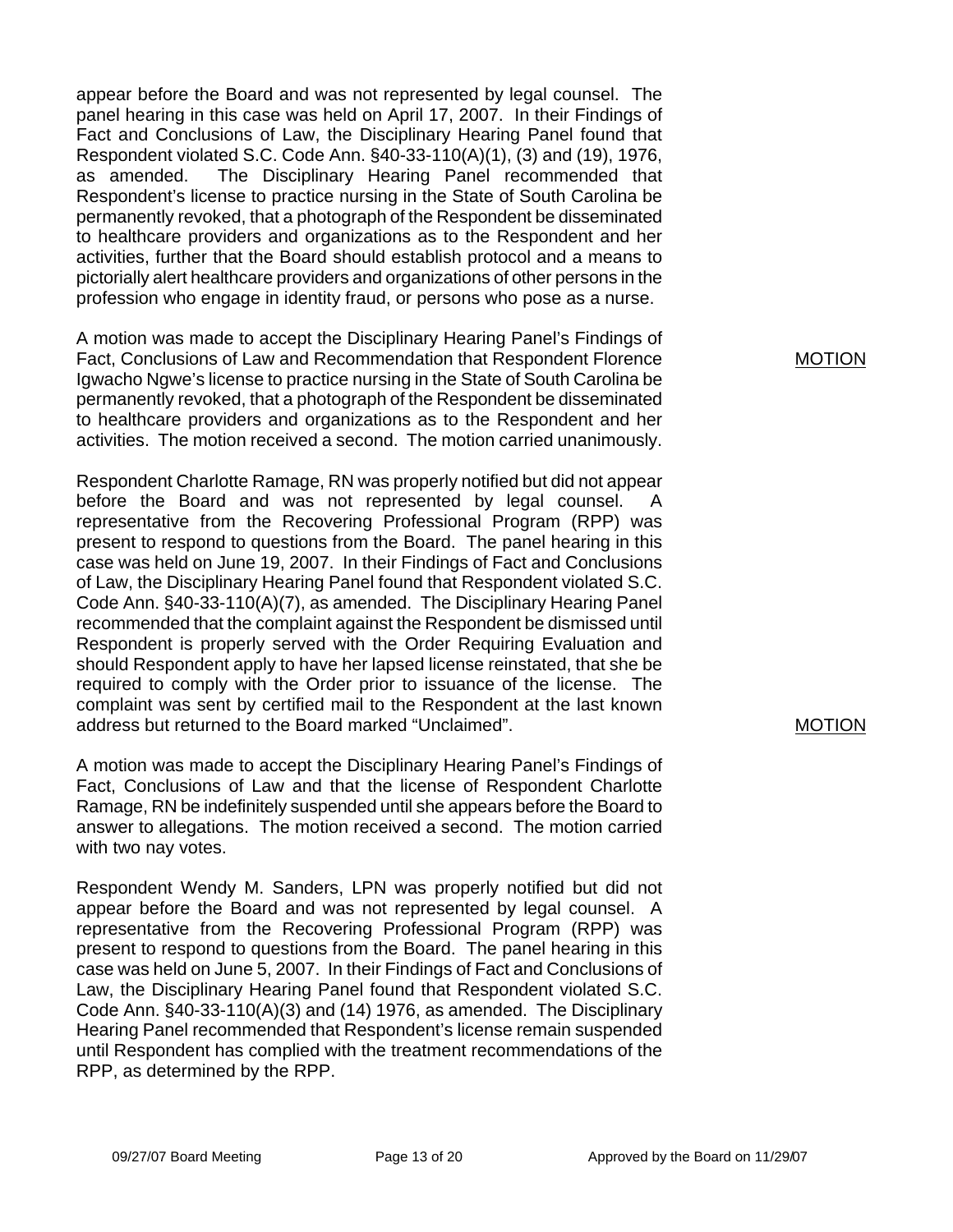appear before the Board and was not represented by legal counsel. The panel hearing in this case was held on April 17, 2007. In their Findings of Fact and Conclusions of Law, the Disciplinary Hearing Panel found that Respondent violated S.C. Code Ann. §40-33-110(A)(1), (3) and (19), 1976, as amended. The Disciplinary Hearing Panel recommended that Respondent's license to practice nursing in the State of South Carolina be permanently revoked, that a photograph of the Respondent be disseminated to healthcare providers and organizations as to the Respondent and her activities, further that the Board should establish protocol and a means to pictorially alert healthcare providers and organizations of other persons in the profession who engage in identity fraud, or persons who pose as a nurse.

MOTION

A motion was made to accept the Disciplinary Hearing Panel's Findings of Fact, Conclusions of Law and Recommendation that Respondent Florence Igwacho Ngwe's license to practice nursing in the State of South Carolina be permanently revoked, that a photograph of the Respondent be disseminated to healthcare providers and organizations as to the Respondent and her activities. The motion received a second. The motion carried unanimously.

Respondent Charlotte Ramage, RN was properly notified but did not appear before the Board and was not represented by legal counsel. A representative from the Recovering Professional Program (RPP) was present to respond to questions from the Board. The panel hearing in this case was held on June 19, 2007. In their Findings of Fact and Conclusions of Law, the Disciplinary Hearing Panel found that Respondent violated S.C. Code Ann. §40-33-110(A)(7), as amended. The Disciplinary Hearing Panel recommended that the complaint against the Respondent be dismissed until Respondent is properly served with the Order Requiring Evaluation and should Respondent apply to have her lapsed license reinstated, that she be required to comply with the Order prior to issuance of the license. The complaint was sent by certified mail to the Respondent at the last known address but returned to the Board marked "Unclaimed".

MOTION

A motion was made to accept the Disciplinary Hearing Panel's Findings of Fact, Conclusions of Law and that the license of Respondent Charlotte Ramage, RN be indefinitely suspended until she appears before the Board to answer to allegations. The motion received a second. The motion carried with two nay votes.

Respondent Wendy M. Sanders, LPN was properly notified but did not appear before the Board and was not represented by legal counsel. A representative from the Recovering Professional Program (RPP) was present to respond to questions from the Board. The panel hearing in this case was held on June 5, 2007. In their Findings of Fact and Conclusions of Law, the Disciplinary Hearing Panel found that Respondent violated S.C. Code Ann. §40-33-110(A)(3) and (14) 1976, as amended. The Disciplinary Hearing Panel recommended that Respondent's license remain suspended until Respondent has complied with the treatment recommendations of the RPP, as determined by the RPP.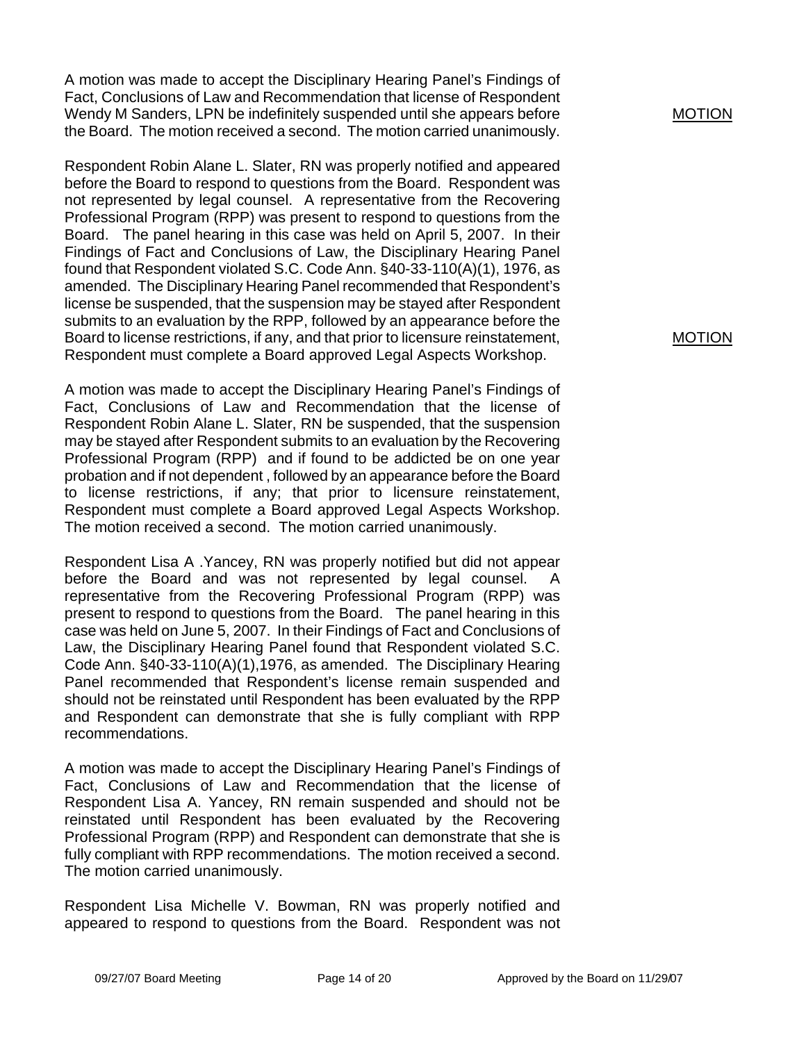A motion was made to accept the Disciplinary Hearing Panel's Findings of Fact, Conclusions of Law and Recommendation that license of Respondent Wendy M Sanders, LPN be indefinitely suspended until she appears before the Board. The motion received a second. The motion carried unanimously.

MOTION

Respondent Robin Alane L. Slater, RN was properly notified and appeared before the Board to respond to questions from the Board. Respondent was not represented by legal counsel. A representative from the Recovering Professional Program (RPP) was present to respond to questions from the Board. The panel hearing in this case was held on April 5, 2007. In their Findings of Fact and Conclusions of Law, the Disciplinary Hearing Panel found that Respondent violated S.C. Code Ann. §40-33-110(A)(1), 1976, as amended. The Disciplinary Hearing Panel recommended that Respondent's license be suspended, that the suspension may be stayed after Respondent submits to an evaluation by the RPP, followed by an appearance before the Board to license restrictions, if any, and that prior to licensure reinstatement, Respondent must complete a Board approved Legal Aspects Workshop.

MOTION

A motion was made to accept the Disciplinary Hearing Panel's Findings of Fact, Conclusions of Law and Recommendation that the license of Respondent Robin Alane L. Slater, RN be suspended, that the suspension may be stayed after Respondent submits to an evaluation by the Recovering Professional Program (RPP) and if found to be addicted be on one year probation and if not dependent , followed by an appearance before the Board to license restrictions, if any; that prior to licensure reinstatement, Respondent must complete a Board approved Legal Aspects Workshop. The motion received a second. The motion carried unanimously.

Respondent Lisa A .Yancey, RN was properly notified but did not appear before the Board and was not represented by legal counsel. A representative from the Recovering Professional Program (RPP) was present to respond to questions from the Board. The panel hearing in this case was held on June 5, 2007. In their Findings of Fact and Conclusions of Law, the Disciplinary Hearing Panel found that Respondent violated S.C. Code Ann. §40-33-110(A)(1),1976, as amended. The Disciplinary Hearing Panel recommended that Respondent's license remain suspended and should not be reinstated until Respondent has been evaluated by the RPP and Respondent can demonstrate that she is fully compliant with RPP recommendations.

A motion was made to accept the Disciplinary Hearing Panel's Findings of Fact, Conclusions of Law and Recommendation that the license of Respondent Lisa A. Yancey, RN remain suspended and should not be reinstated until Respondent has been evaluated by the Recovering Professional Program (RPP) and Respondent can demonstrate that she is fully compliant with RPP recommendations. The motion received a second. The motion carried unanimously.

Respondent Lisa Michelle V. Bowman, RN was properly notified and appeared to respond to questions from the Board. Respondent was not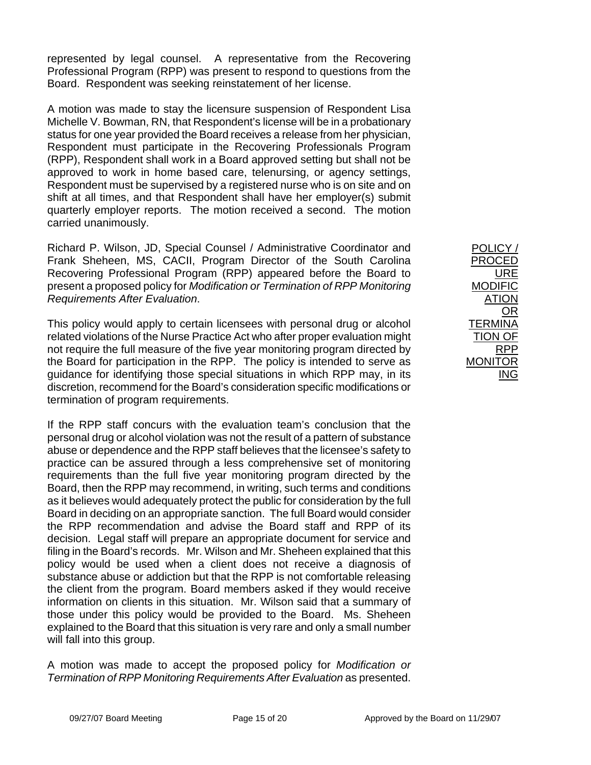represented by legal counsel. A representative from the Recovering Professional Program (RPP) was present to respond to questions from the Board. Respondent was seeking reinstatement of her license.

A motion was made to stay the licensure suspension of Respondent Lisa Michelle V. Bowman, RN, that Respondent's license will be in a probationary status for one year provided the Board receives a release from her physician, Respondent must participate in the Recovering Professionals Program (RPP), Respondent shall work in a Board approved setting but shall not be approved to work in home based care, telenursing, or agency settings, Respondent must be supervised by a registered nurse who is on site and on shift at all times, and that Respondent shall have her employer(s) submit quarterly employer reports. The motion received a second. The motion carried unanimously.

POLICY / PROCEDURE MODIFICATION OR TERMINATION OF RPP MONITORING

Richard P. Wilson, JD, Special Counsel / Administrative Coordinator and Frank Sheheen, MS, CACII, Program Director of the South Carolina Recovering Professional Program (RPP) appeared before the Board to present a proposed policy for *Modification or Termination of RPP Monitoring Requirements After Evaluation*.

This policy would apply to certain licensees with personal drug or alcohol related violations of the Nurse Practice Act who after proper evaluation might not require the full measure of the five year monitoring program directed by the Board for participation in the RPP. The policy is intended to serve as guidance for identifying those special situations in which RPP may, in its discretion, recommend for the Board's consideration specific modifications or termination of program requirements.

If the RPP staff concurs with the evaluation team's conclusion that the personal drug or alcohol violation was not the result of a pattern of substance abuse or dependence and the RPP staff believes that the licensee's safety to practice can be assured through a less comprehensive set of monitoring requirements than the full five year monitoring program directed by the Board, then the RPP may recommend, in writing, such terms and conditions as it believes would adequately protect the public for consideration by the full Board in deciding on an appropriate sanction. The full Board would consider the RPP recommendation and advise the Board staff and RPP of its decision. Legal staff will prepare an appropriate document for service and filing in the Board's records. Mr. Wilson and Mr. Sheheen explained that this policy would be used when a client does not receive a diagnosis of substance abuse or addiction but that the RPP is not comfortable releasing the client from the program. Board members asked if they would receive information on clients in this situation. Mr. Wilson said that a summary of those under this policy would be provided to the Board. Ms. Sheheen explained to the Board that this situation is very rare and only a small number will fall into this group.

A motion was made to accept the proposed policy for *Modification or Termination of RPP Monitoring Requirements After Evaluation* as presented.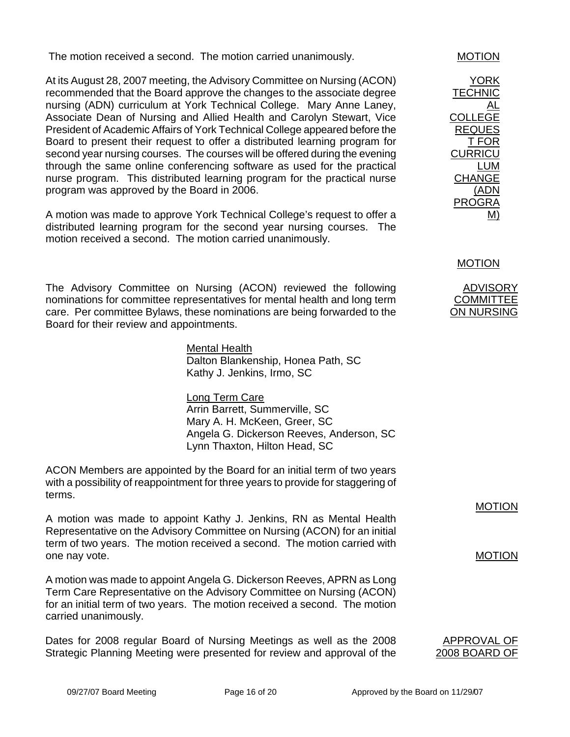The motion received a second. The motion carried unanimously.

**MOTION**

**YORK TECHNICAL COLLEGE REQUEST FOR CURRICULUM CHANGE (ADN PROGRAM)**

At its August 28, 2007 meeting, the Advisory Committee on Nursing (ACON) recommended that the Board approve the changes to the associate degree nursing (ADN) curriculum at York Technical College. Mary Anne Laney, Associate Dean of Nursing and Allied Health and Carolyn Stewart, Vice President of Academic Affairs of York Technical College appeared before the Board to present their request to offer a distributed learning program for second year nursing courses. The courses will be offered during the evening through the same online conferencing software as used for the practical nurse program. This distributed learning program for the practical nurse program was approved by the Board in 2006.

**MOTION**

A motion was made to approve York Technical College's request to offer a distributed learning program for the second year nursing courses. The motion received a second. The motion carried unanimously.

**ADVISORY COMMITTEE ON NURSING**

The Advisory Committee on Nursing (ACON) reviewed the following nominations for committee representatives for mental health and long term care. Per committee Bylaws, these nominations are being forwarded to the Board for their review and appointments.

Mental Health
Dalton Blankenship, Honea Path, SC
Kathy J. Jenkins, Irmo, SC

Long Term Care
Arrin Barrett, Summerville, SC
Mary A. H. McKeen, Greer, SC
Angela G. Dickerson Reeves, Anderson, SC
Lynn Thaxton, Hilton Head, SC

ACON Members are appointed by the Board for an initial term of two years with a possibility of reappointment for three years to provide for staggering of terms.

**MOTION**

A motion was made to appoint Kathy J. Jenkins, RN as Mental Health Representative on the Advisory Committee on Nursing (ACON) for an initial term of two years. The motion received a second. The motion carried with one nay vote.

**MOTION**

A motion was made to appoint Angela G. Dickerson Reeves, APRN as Long Term Care Representative on the Advisory Committee on Nursing (ACON) for an initial term of two years. The motion received a second. The motion carried unanimously.

**APPROVAL OF 2008 BOARD OF**

Dates for 2008 regular Board of Nursing Meetings as well as the 2008 Strategic Planning Meeting were presented for review and approval of the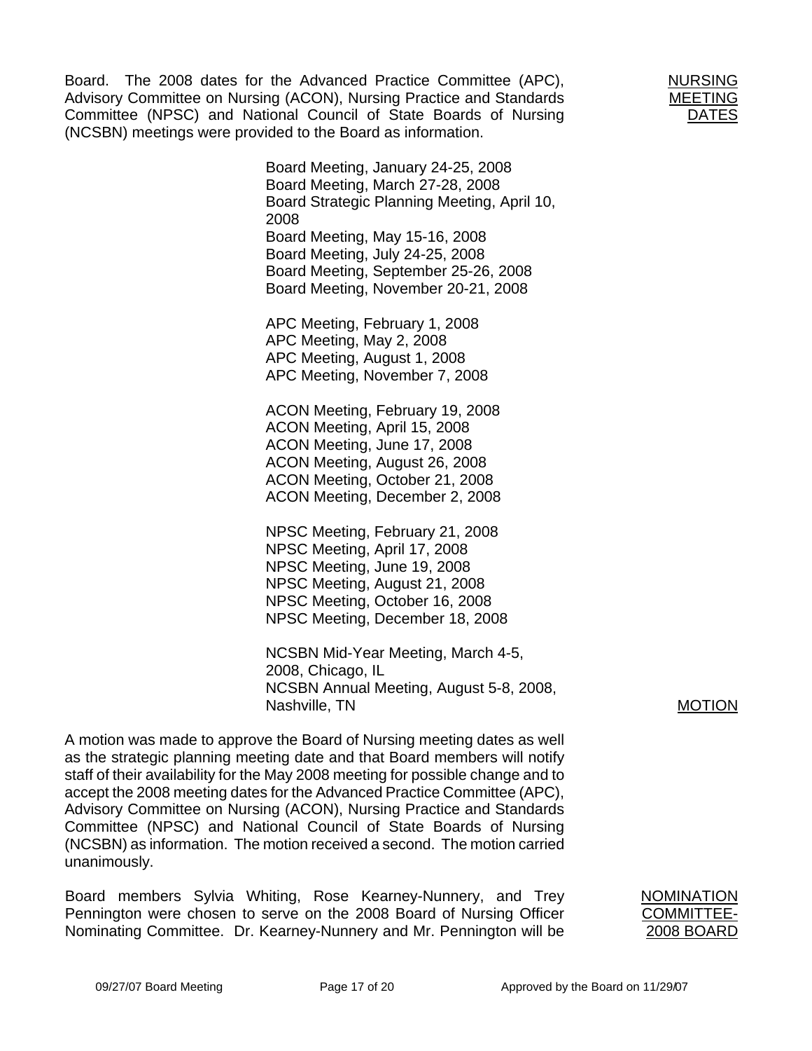Board. The 2008 dates for the Advanced Practice Committee (APC), Advisory Committee on Nursing (ACON), Nursing Practice and Standards Committee (NPSC) and National Council of State Boards of Nursing (NCSBN) meetings were provided to the Board as information.

NURSING MEETING DATES

Board Meeting, January 24-25, 2008
Board Meeting, March 27-28, 2008
Board Strategic Planning Meeting, April 10, 2008
Board Meeting, May 15-16, 2008
Board Meeting, July 24-25, 2008
Board Meeting, September 25-26, 2008
Board Meeting, November 20-21, 2008

APC Meeting, February 1, 2008
APC Meeting, May 2, 2008
APC Meeting, August 1, 2008
APC Meeting, November 7, 2008

ACON Meeting, February 19, 2008
ACON Meeting, April 15, 2008
ACON Meeting, June 17, 2008
ACON Meeting, August 26, 2008
ACON Meeting, October 21, 2008
ACON Meeting, December 2, 2008

NPSC Meeting, February 21, 2008
NPSC Meeting, April 17, 2008
NPSC Meeting, June 19, 2008
NPSC Meeting, August 21, 2008
NPSC Meeting, October 16, 2008
NPSC Meeting, December 18, 2008

NCSBN Mid-Year Meeting, March 4-5, 2008, Chicago, IL
NCSBN Annual Meeting, August 5-8, 2008, Nashville, TN

MOTION

A motion was made to approve the Board of Nursing meeting dates as well as the strategic planning meeting date and that Board members will notify staff of their availability for the May 2008 meeting for possible change and to accept the 2008 meeting dates for the Advanced Practice Committee (APC), Advisory Committee on Nursing (ACON), Nursing Practice and Standards Committee (NPSC) and National Council of State Boards of Nursing (NCSBN) as information. The motion received a second. The motion carried unanimously.

NOMINATION COMMITTEE-2008 BOARD

Board members Sylvia Whiting, Rose Kearney-Nunnery, and Trey Pennington were chosen to serve on the 2008 Board of Nursing Officer Nominating Committee. Dr. Kearney-Nunnery and Mr. Pennington will be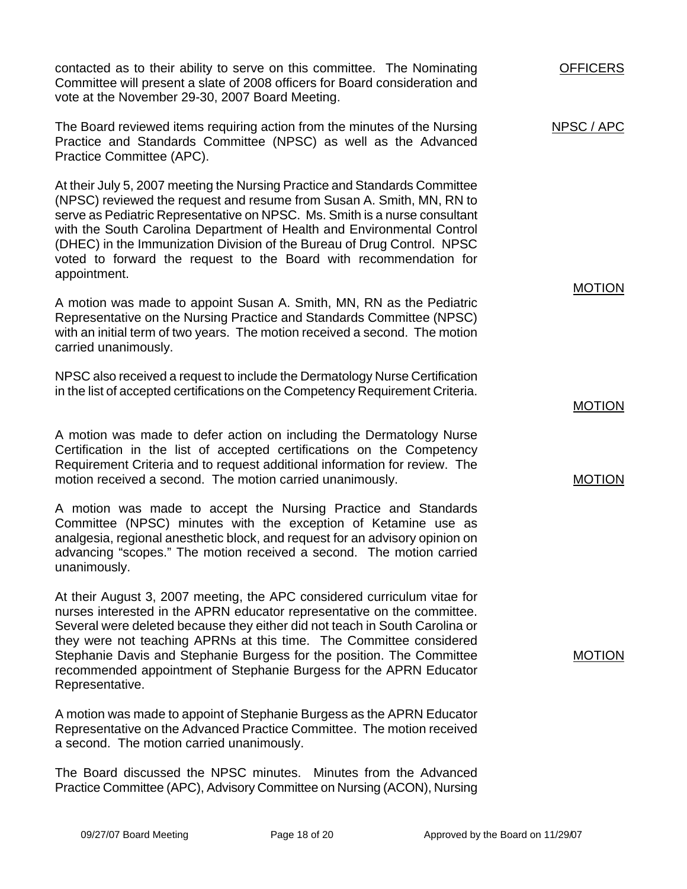contacted as to their ability to serve on this committee. The Nominating Committee will present a slate of 2008 officers for Board consideration and vote at the November 29-30, 2007 Board Meeting.

OFFICERS

NPSC / APC

The Board reviewed items requiring action from the minutes of the Nursing Practice and Standards Committee (NPSC) as well as the Advanced Practice Committee (APC).

At their July 5, 2007 meeting the Nursing Practice and Standards Committee (NPSC) reviewed the request and resume from Susan A. Smith, MN, RN to serve as Pediatric Representative on NPSC. Ms. Smith is a nurse consultant with the South Carolina Department of Health and Environmental Control (DHEC) in the Immunization Division of the Bureau of Drug Control. NPSC voted to forward the request to the Board with recommendation for appointment.

MOTION

A motion was made to appoint Susan A. Smith, MN, RN as the Pediatric Representative on the Nursing Practice and Standards Committee (NPSC) with an initial term of two years. The motion received a second. The motion carried unanimously.

NPSC also received a request to include the Dermatology Nurse Certification in the list of accepted certifications on the Competency Requirement Criteria.

MOTION

A motion was made to defer action on including the Dermatology Nurse Certification in the list of accepted certifications on the Competency Requirement Criteria and to request additional information for review. The motion received a second. The motion carried unanimously.

MOTION

A motion was made to accept the Nursing Practice and Standards Committee (NPSC) minutes with the exception of Ketamine use as analgesia, regional anesthetic block, and request for an advisory opinion on advancing "scopes." The motion received a second. The motion carried unanimously.

At their August 3, 2007 meeting, the APC considered curriculum vitae for nurses interested in the APRN educator representative on the committee. Several were deleted because they either did not teach in South Carolina or they were not teaching APRNs at this time. The Committee considered Stephanie Davis and Stephanie Burgess for the position. The Committee recommended appointment of Stephanie Burgess for the APRN Educator Representative.

MOTION

A motion was made to appoint of Stephanie Burgess as the APRN Educator Representative on the Advanced Practice Committee. The motion received a second. The motion carried unanimously.

The Board discussed the NPSC minutes. Minutes from the Advanced Practice Committee (APC), Advisory Committee on Nursing (ACON), Nursing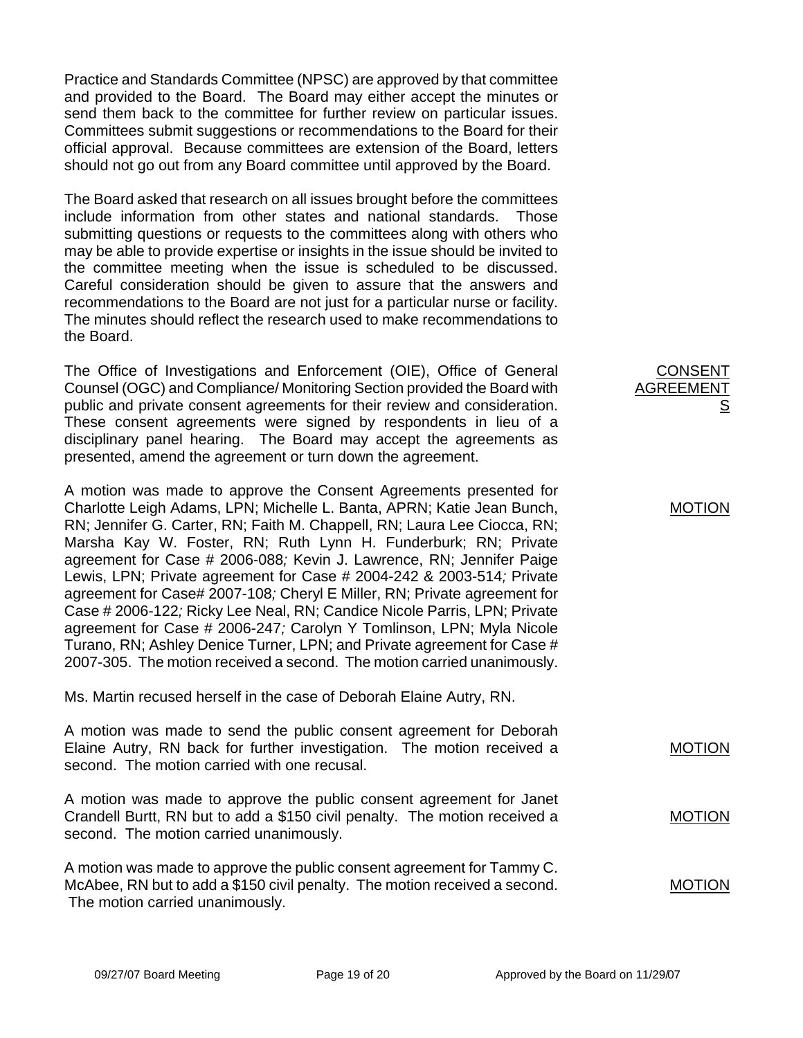Practice and Standards Committee (NPSC) are approved by that committee and provided to the Board. The Board may either accept the minutes or send them back to the committee for further review on particular issues. Committees submit suggestions or recommendations to the Board for their official approval. Because committees are extension of the Board, letters should not go out from any Board committee until approved by the Board.

The Board asked that research on all issues brought before the committees include information from other states and national standards. Those submitting questions or requests to the committees along with others who may be able to provide expertise or insights in the issue should be invited to the committee meeting when the issue is scheduled to be discussed. Careful consideration should be given to assure that the answers and recommendations to the Board are not just for a particular nurse or facility. The minutes should reflect the research used to make recommendations to the Board.

<u>CONSENT AGREEMENTS</u>

The Office of Investigations and Enforcement (OIE), Office of General Counsel (OGC) and Compliance/ Monitoring Section provided the Board with public and private consent agreements for their review and consideration. These consent agreements were signed by respondents in lieu of a disciplinary panel hearing. The Board may accept the agreements as presented, amend the agreement or turn down the agreement.

<u>MOTION</u>

A motion was made to approve the Consent Agreements presented for Charlotte Leigh Adams, LPN; Michelle L. Banta, APRN; Katie Jean Bunch, RN; Jennifer G. Carter, RN; Faith M. Chappell, RN; Laura Lee Ciocca, RN; Marsha Kay W. Foster, RN; Ruth Lynn H. Funderburk; RN; Private agreement for Case # 2006-088*;* Kevin J. Lawrence, RN; Jennifer Paige Lewis, LPN; Private agreement for Case # 2004-242 & 2003-514*;* Private agreement for Case# 2007-108*;* Cheryl E Miller, RN; Private agreement for Case # 2006-122*;* Ricky Lee Neal, RN; Candice Nicole Parris, LPN; Private agreement for Case # 2006-247*;* Carolyn Y Tomlinson, LPN; Myla Nicole Turano, RN; Ashley Denice Turner, LPN; and Private agreement for Case # 2007-305. The motion received a second. The motion carried unanimously.

Ms. Martin recused herself in the case of Deborah Elaine Autry, RN.

<u>MOTION</u>

A motion was made to send the public consent agreement for Deborah Elaine Autry, RN back for further investigation. The motion received a second. The motion carried with one recusal.

<u>MOTION</u>

A motion was made to approve the public consent agreement for Janet Crandell Burtt, RN but to add a $150 civil penalty. The motion received a second. The motion carried unanimously.

<u>MOTION</u>

A motion was made to approve the public consent agreement for Tammy C. McAbee, RN but to add a $150 civil penalty. The motion received a second. The motion carried unanimously.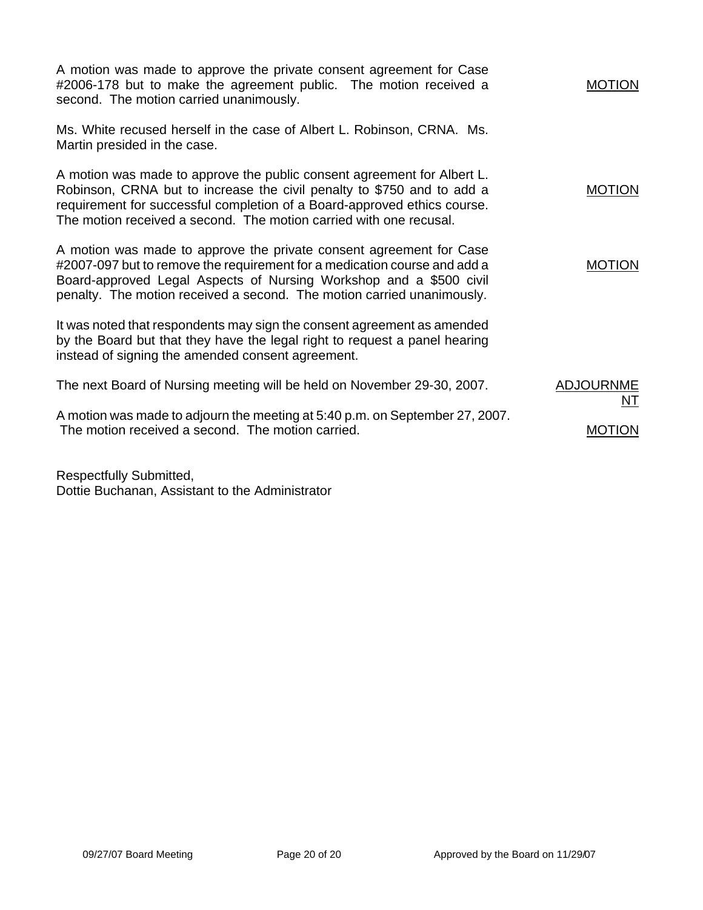A motion was made to approve the private consent agreement for Case #2006-178 but to make the agreement public. The motion received a second. The motion carried unanimously. MOTION

Ms. White recused herself in the case of Albert L. Robinson, CRNA. Ms. Martin presided in the case.

A motion was made to approve the public consent agreement for Albert L. Robinson, CRNA but to increase the civil penalty to $750 and to add a requirement for successful completion of a Board-approved ethics course. The motion received a second. The motion carried with one recusal. MOTION

A motion was made to approve the private consent agreement for Case #2007-097 but to remove the requirement for a medication course and add a Board-approved Legal Aspects of Nursing Workshop and a $500 civil penalty. The motion received a second. The motion carried unanimously. MOTION

It was noted that respondents may sign the consent agreement as amended by the Board but that they have the legal right to request a panel hearing instead of signing the amended consent agreement.

The next Board of Nursing meeting will be held on November 29-30, 2007. ADJOURNMENT

A motion was made to adjourn the meeting at 5:40 p.m. on September 27, 2007. The motion received a second. The motion carried. MOTION

Respectfully Submitted,
Dottie Buchanan, Assistant to the Administrator